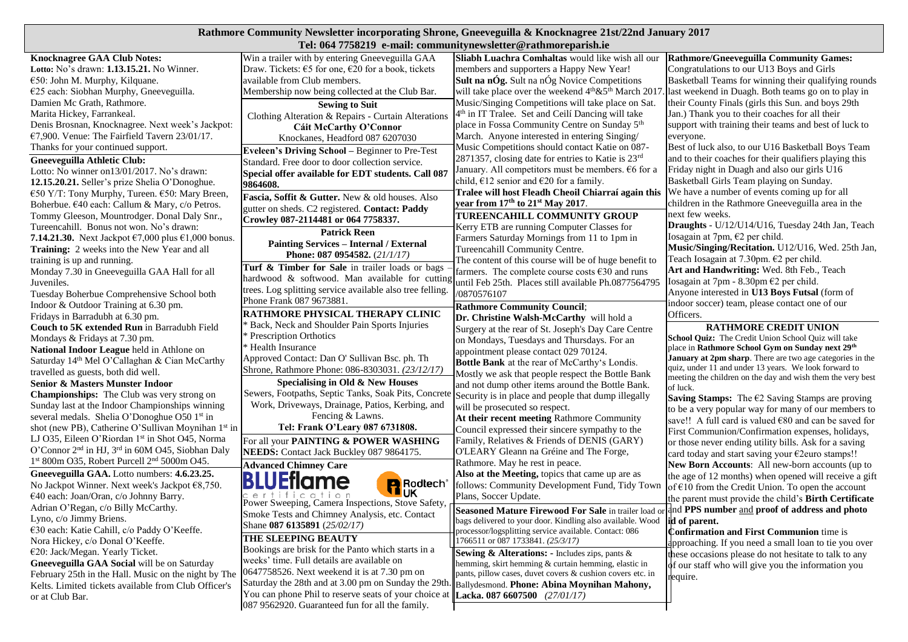# Rathmore Community Newsletter incorporating Shrone, Gneeveguilla & Knocknagree 21st/22nd January 2017

Tel: 064 7758219 e-mail: communitynewsletter@rathmoreparish.ie

**Knocknagree GAA Club Notes:**
**Lotto:** No's drawn: **1.13.15.21.** No Winner.
€50: John M. Murphy, Kilquane.
€25 each: Siobhan Murphy, Gneeveguilla.
Damien Mc Grath, Rathmore.
Marita Hickey, Farrankeal.
Denis Brosnan, Knocknagree. Next week's Jackpot: €7,900. Venue: The Fairfield Tavern 23/01/17.
Thanks for your continued support.

**Gneeveguilla Athletic Club:**
Lotto: No winner on13/01/2017. No's drawn: **12.15.20.21.** Seller's prize Shelia O'Donoghue. €50 Y/T: Tony Murphy, Tureen. €50: Mary Breen, Boherbue. €40 each: Callum & Mary, c/o Petros. Tommy Gleeson, Mountrodger. Donal Daly Snr., Tureencahill. Bonus not won. No's drawn: **7.14.21.30.** Next Jackpot €7,000 plus €1,000 bonus.
**Training:** 2 weeks into the New Year and all training is up and running.
Monday 7.30 in Gneeveguilla GAA Hall for all Juveniles.
Tuesday Boherbue Comprehensive School both Indoor & Outdoor Training at 6.30 pm.
Fridays in Barradubh at 6.30 pm.
**Couch to 5K extended Run** in Barradubh Field Mondays & Fridays at 7.30 pm.
**National Indoor League** held in Athlone on Saturday 14th Mel O'Callaghan & Cian McCarthy travelled as guests, both did well.
**Senior & Masters Munster Indoor Championships:** The Club was very strong on Sunday last at the Indoor Championships winning several medals. Shelia O'Donoghue O50 1st in shot (new PB), Catherine O'Sullivan Moynihan 1st in LJ O35, Eileen O'Riordan 1st in Shot O45, Norma O'Connor 2nd in HJ, 3rd in 60M O45, Siobhan Daly 1st 800m O35, Robert Purcell 2nd 5000m O45.

**Gneeveguilla GAA.** Lotto numbers: **4.6.23.25.** No Jackpot Winner. Next week's Jackpot €8,750.
€40 each: Joan/Oran, c/o Johnny Barry.
Adrian O'Regan, c/o Billy McCarthy.
Lyno, c/o Jimmy Briens.
€30 each: Katie Cahill, c/o Paddy O'Keeffe.
Nora Hickey, c/o Donal O'Keeffe.
€20: Jack/Megan. Yearly Ticket.
**Gneeveguilla GAA Social** will be on Saturday February 25th in the Hall. Music on the night by The Kelts. Limited tickets available from Club Officer's or at Club Bar.

Win a trailer with by entering Gneeveguilla GAA Draw. Tickets: €5 for one, €20 for a book, tickets available from Club members.
Membership now being collected at the Club Bar.

**Sewing to Suit**
Clothing Alteration & Repairs - Curtain Alterations
**Cáit McCarthy O'Connor**
Knockanes, Headford 087 6207030

**Eveleen's Driving School** – Beginner to Pre-Test Standard. Free door to door collection service. **Special offer available for EDT students. Call 087 9864608.**

**Fascia, Soffit & Gutter.** New & old houses. Also gutter on sheds. C2 registered. **Contact: Paddy Crowley 087-2114481 or 064 7758337.**

**Patrick Reen**
**Painting Services – Internal / External**
**Phone: 087 0954582.** *(21/1/17)*

**Turf & Timber for Sale** in trailer loads or bags – hardwood & softwood. Man available for cutting trees. Log splitting service available also tree felling. Phone Frank 087 9673881.

**RATHMORE PHYSICAL THERAPY CLINIC**
* Back, Neck and Shoulder Pain Sports Injuries
* Prescription Orthotics
* Health Insurance
Approved Contact: Dan O' Sullivan Bsc. ph. Th Shrone, Rathmore Phone: 086-8303031. *(23/12/17)*

**Specialising in Old & New Houses**
Sewers, Footpaths, Septic Tanks, Soak Pits, Concrete Work, Driveways, Drainage, Patios, Kerbing, and Fencing & Lawns.
**Tel: Frank O'Leary 087 6731808.**

For all your **PAINTING & POWER WASHING NEEDS:** Contact Jack Buckley 087 9864175.

**Advanced Chimney Care**
**BLUEflame** certification — Rodtech UK
Power Sweeping, Camera Inspections, Stove Safety, Smoke Tests and Chimney Analysis, etc. Contact Shane **087 6135891** *(25/02/17)*

**THE SLEEPING BEAUTY**
Bookings are brisk for the Panto which starts in a weeks' time. Full details are available on 0647758526. Next weekend it is at 7.30 pm on Saturday the 28th and at 3.00 pm on Sunday the 29th. You can phone Phil to reserve seats of your choice at 087 9562920. Guaranteed fun for all the family.

**Sliabh Luachra Comhaltas** would like wish all our members and supporters a Happy New Year!
**Sult na nÓg.** Sult na nÓg Novice Competitions will take place over the weekend 4th&5th March 2017. Music/Singing Competitions will take place on Sat. 4th in IT Tralee. Set and Ceilí Dancing will take place in Fossa Community Centre on Sunday 5th March. Anyone interested in entering Singing/ Music Competitions should contact Katie on 087-2871357, closing date for entries to Katie is 23rd January. All competitors must be members. €6 for a child, €12 senior and €20 for a family.
**Tralee will host Fleadh Cheoil Chiarraí again this year from 17th to 21st May 2017.**

**TUREENCAHILL COMMUNITY GROUP**
Kerry ETB are running Computer Classes for Farmers Saturday Mornings from 11 to 1pm in Tureencahill Community Centre.
The content of this course will be of huge benefit to farmers. The complete course costs €30 and runs until Feb 25th. Places still available Ph.0877564795 /0870576107

**Rathmore Community Council**;
**Dr. Christine Walsh-McCarthy** will hold a Surgery at the rear of St. Joseph's Day Care Centre on Mondays, Tuesdays and Thursdays. For an appointment please contact 029 70124.
**Bottle Bank** at the rear of McCarthy's Londis. Mostly we ask that people respect the Bottle Bank and not dump other items around the Bottle Bank. Security is in place and people that dump illegally will be prosecuted so respect.
**At their recent meeting** Rathmore Community Council expressed their sincere sympathy to the Family, Relatives & Friends of DENIS (GARY) O'LEARY Gleann na Gréine and The Forge, Rathmore. May he rest in peace.
**Also at the Meeting,** topics that came up are as follows: Community Development Fund, Tidy Town Plans, Soccer Update.

**Seasoned Mature Firewood For Sale** in trailer load or bags delivered to your door. Kindling also available. Wood processor/logsplitting service available. Contact: 086 1766511 or 087 1733841. *(25/3/17)*

**Sewing & Alterations: -** Includes zips, pants & hemming, skirt hemming & curtain hemming, elastic in pants, pillow cases, duvet covers & cushion covers etc. in Ballydesmond. **Phone: Abina Moynihan Mahony, Lacka. 087 6607500** *(27/01/17)*

**Rathmore/Gneeveguilla Community Games:**
Congratulations to our U13 Boys and Girls Basketball Teams for winning their qualifying rounds last weekend in Duagh. Both teams go on to play in their County Finals (girls this Sun. and boys 29th Jan.) Thank you to their coaches for all their support with training their teams and best of luck to everyone.
Best of luck also, to our U16 Basketball Boys Team and to their coaches for their qualifiers playing this Friday night in Duagh and also our girls U16 Basketball Girls Team playing on Sunday.
We have a number of events coming up for all children in the Rathmore Gneeveguilla area in the next few weeks.
**Draughts** - U/12/U14/U16, Tuesday 24th Jan, Teach Iosagain at 7pm, €2 per child.
**Music/Singing/Recitation.** U12/U16, Wed. 25th Jan, Teach Iosagain at 7.30pm. €2 per child.
**Art and Handwriting:** Wed. 8th Feb., Teach Iosagain at 7pm - 8.30pm €2 per child.
Anyone interested in **U13 Boys Futsal** (form of indoor soccer) team, please contact one of our Officers.

**RATHMORE CREDIT UNION**
**School Quiz:** The Credit Union School Quiz will take place in **Rathmore School Gym on Sunday next 29th January at 2pm sharp**. There are two age categories in the quiz, under 11 and under 13 years. We look forward to meeting the children on the day and wish them the very best of luck.
**Saving Stamps:** The €2 Saving Stamps are proving to be a very popular way for many of our members to save!! A full card is valued €80 and can be saved for First Communion/Confirmation expenses, holidays, or those never ending utility bills. Ask for a saving card today and start saving your €2euro stamps!!
**New Born Accounts**: All new-born accounts (up to the age of 12 months) when opened will receive a gift of €10 from the Credit Union. To open the account the parent must provide the child's **Birth Certificate** and **PPS number** and **proof of address and photo id of parent.**
**Confirmation and First Communion** time is approaching. If you need a small loan to tie you over these occasions please do not hesitate to talk to any of our staff who will give you the information you require.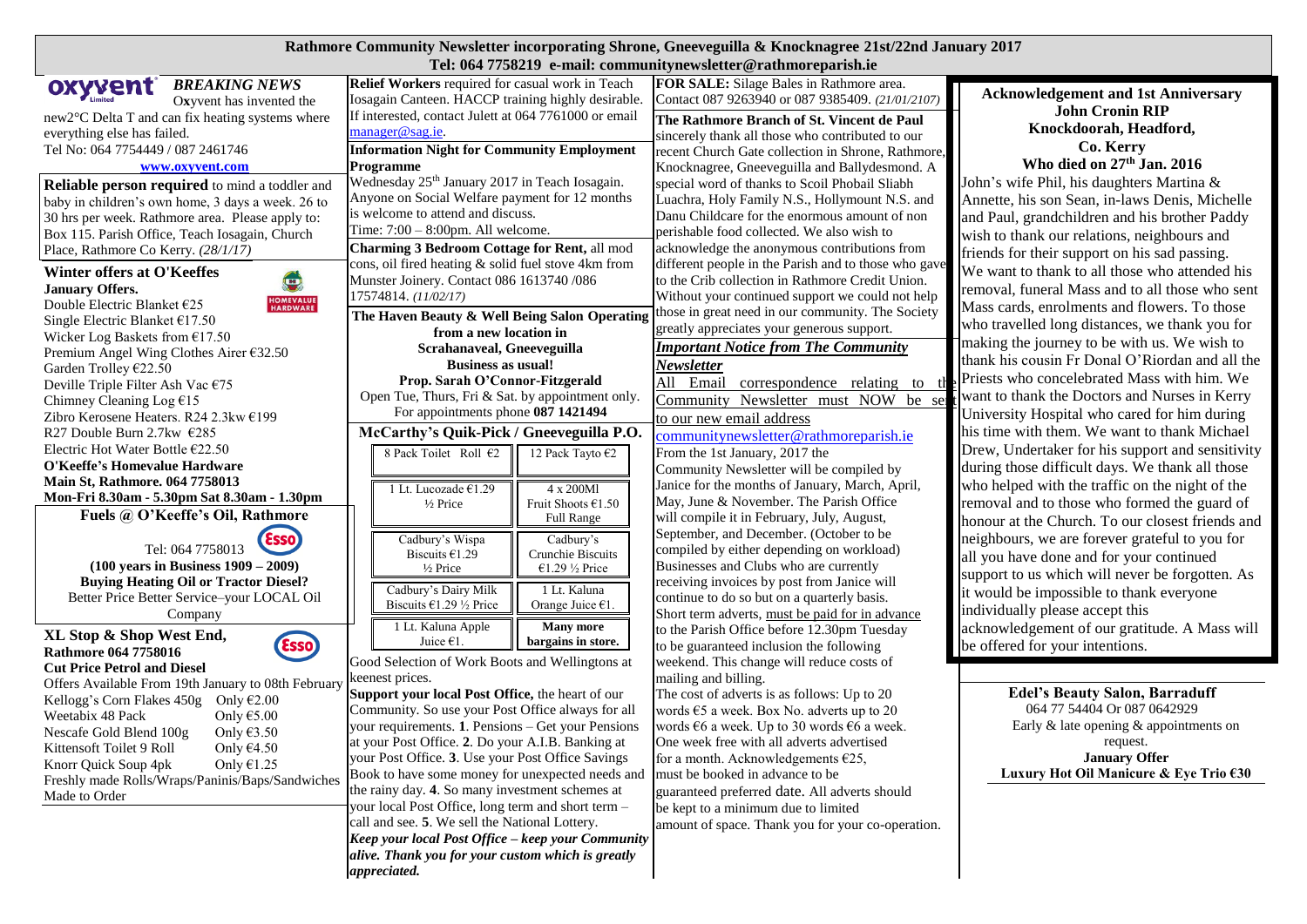# Rathmore Community Newsletter incorporating Shrone, Gneeveguilla & Knocknagree 21st/22nd January 2017

Tel: 064 7758219 e-mail: communitynewsletter@rathmoreparish.ie

**oxyvent** ***BREAKING NEWS*** Oxyvent has invented the new2°C Delta T and can fix heating systems where everything else has failed.
Tel No: 064 7754449 / 087 2461746
www.oxyvent.com

**Reliable person required** to mind a toddler and baby in children's own home, 3 days a week. 26 to 30 hrs per week. Rathmore area. Please apply to: Box 115. Parish Office, Teach Iosagain, Church Place, Rathmore Co Kerry. *(28/1/17)*

**Winter offers at O'Keeffes**
**January Offers.**
Double Electric Blanket €25
Single Electric Blanket €17.50
Wicker Log Baskets from €17.50
Premium Angel Wing Clothes Airer €32.50
Garden Trolley €22.50
Deville Triple Filter Ash Vac €75
Chimney Cleaning Log €15
Zibro Kerosene Heaters. R24 2.3kw €199
R27 Double Burn 2.7kw €285
Electric Hot Water Bottle €22.50
**O'Keeffe's Homevalue Hardware**
**Main St, Rathmore. 064 7758013**
**Mon-Fri 8.30am - 5.30pm Sat 8.30am - 1.30pm**

**Fuels @ O'Keeffe's Oil, Rathmore**
Tel: 064 7758013
**(100 years in Business 1909 – 2009)**
**Buying Heating Oil or Tractor Diesel?**
Better Price Better Service–your LOCAL Oil Company

**XL Stop & Shop West End, Rathmore 064 7758016**
**Cut Price Petrol and Diesel**
Offers Available From 19th January to 08th February
Kellogg's Corn Flakes 450g Only €2.00
Weetabix 48 Pack Only €5.00
Nescafe Gold Blend 100g Only €3.50
Kittensoft Toilet 9 Roll Only €4.50
Knorr Quick Soup 4pk Only €1.25
Freshly made Rolls/Wraps/Paninis/Baps/Sandwiches Made to Order

**Relief Workers** required for casual work in Teach Iosagain Canteen. HACCP training highly desirable. If interested, contact Julett at 064 7761000 or email manager@sag.ie.

**Information Night for Community Employment Programme**
Wednesday 25th January 2017 in Teach Iosagain. Anyone on Social Welfare payment for 12 months is welcome to attend and discuss.
Time: 7:00 – 8:00pm. All welcome.

**Charming 3 Bedroom Cottage for Rent,** all mod cons, oil fired heating & solid fuel stove 4km from Munster Joinery. Contact 086 1613740 /086 17574814. *(11/02/17)*

**The Haven Beauty & Well Being Salon Operating from a new location in Scrahanaveal, Gneeveguilla**
**Business as usual!**
**Prop. Sarah O'Connor-Fitzgerald**
Open Tue, Thurs, Fri & Sat. by appointment only.
For appointments phone **087 1421494**

**McCarthy's Quik-Pick / Gneeveguilla P.O.**

| | |
|---|---|
| 8 Pack Toilet Roll €2 | 12 Pack Tayto €2 |
| 1 Lt. Lucozade €1.29 ½ Price | 4 x 200Ml Fruit Shoots €1.50 Full Range |
| Cadbury's Wispa Biscuits €1.29 ½ Price | Cadbury's Crunchie Biscuits €1.29 ½ Price |
| Cadbury's Dairy Milk Biscuits €1.29 ½ Price | 1 Lt. Kaluna Orange Juice €1. |
| 1 Lt. Kaluna Apple Juice €1. | **Many more bargains in store.** |

Good Selection of Work Boots and Wellingtons at keenest prices.

**Support your local Post Office,** the heart of our Community. So use your Post Office always for all your requirements. **1**. Pensions – Get your Pensions at your Post Office. **2**. Do your A.I.B. Banking at your Post Office. **3**. Use your Post Office Savings Book to have some money for unexpected needs and the rainy day. **4**. So many investment schemes at your local Post Office, long term and short term – call and see. **5**. We sell the National Lottery.
***Keep your local Post Office – keep your Community alive. Thank you for your custom which is greatly appreciated.***

**FOR SALE:** Silage Bales in Rathmore area. Contact 087 9263940 or 087 9385409. *(21/01/2107)*

**The Rathmore Branch of St. Vincent de Paul** sincerely thank all those who contributed to our recent Church Gate collection in Shrone, Rathmore, Knocknagree, Gneeveguilla and Ballydesmond. A special word of thanks to Scoil Phobail Sliabh Luachra, Holy Family N.S., Hollymount N.S. and Danu Childcare for the enormous amount of non perishable food collected. We also wish to acknowledge the anonymous contributions from different people in the Parish and to those who gave to the Crib collection in Rathmore Credit Union. Without your continued support we could not help those in great need in our community. The Society greatly appreciates your generous support.

***Important Notice from The Community Newsletter***
All Email correspondence relating to the Community Newsletter must NOW be sent to our new email address communitynewsletter@rathmoreparish.ie
From the 1st January, 2017 the Community Newsletter will be compiled by Janice for the months of January, March, April, May, June & November. The Parish Office will compile it in February, July, August, September, and December. (October to be compiled by either depending on workload) Businesses and Clubs who are currently receiving invoices by post from Janice will continue to do so but on a quarterly basis. Short term adverts, must be paid for in advance to the Parish Office before 12.30pm Tuesday to be guaranteed inclusion the following weekend. This change will reduce costs of mailing and billing.
The cost of adverts is as follows: Up to 20 words €5 a week. Box No. adverts up to 20 words €6 a week. Up to 30 words €6 a week. One week free with all adverts advertised for a month. Acknowledgements €25, must be booked in advance to be guaranteed preferred date. All adverts should be kept to a minimum due to limited amount of space. Thank you for your co-operation.

**Acknowledgement and 1st Anniversary**
**John Cronin RIP**
**Knockdoorah, Headford, Co. Kerry**
**Who died on 27th Jan. 2016**

John's wife Phil, his daughters Martina & Annette, his son Sean, in-laws Denis, Michelle and Paul, grandchildren and his brother Paddy wish to thank our relations, neighbours and friends for their support on his sad passing. We want to thank to all those who attended his removal, funeral Mass and to all those who sent Mass cards, enrolments and flowers. To those who travelled long distances, we thank you for making the journey to be with us. We wish to thank his cousin Fr Donal O'Riordan and all the Priests who concelebrated Mass with him. We want to thank the Doctors and Nurses in Kerry University Hospital who cared for him during his time with them. We want to thank Michael Drew, Undertaker for his support and sensitivity during those difficult days. We thank all those who helped with the traffic on the night of the removal and to those who formed the guard of honour at the Church. To our closest friends and neighbours, we are forever grateful to you for all you have done and for your continued support to us which will never be forgotten. As it would be impossible to thank everyone individually please accept this acknowledgement of our gratitude. A Mass will be offered for your intentions.

**Edel's Beauty Salon, Barraduff**
064 77 54404 Or 087 0642929
Early & late opening & appointments on request.
**January Offer**
**Luxury Hot Oil Manicure & Eye Trio €30**